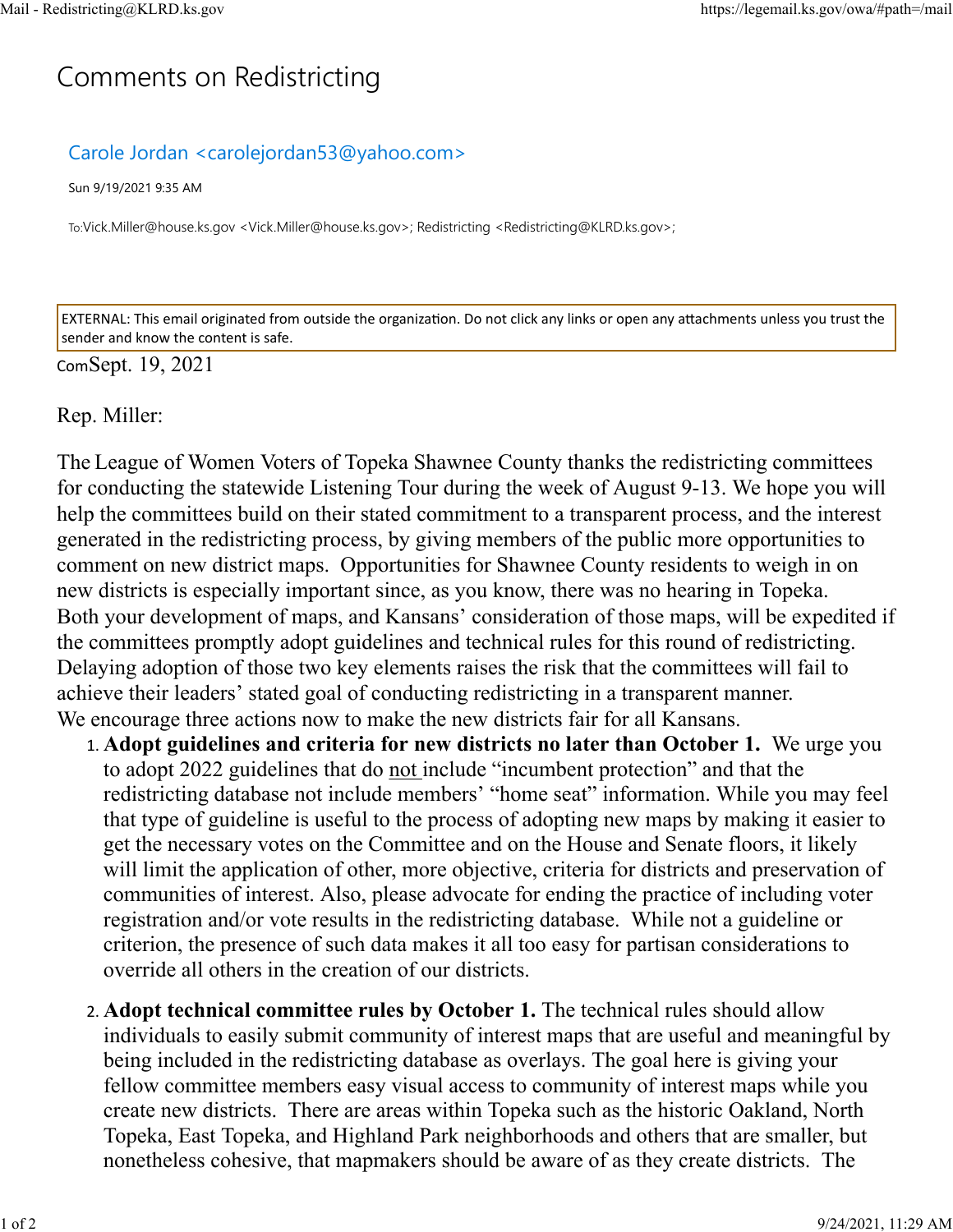# Comments on Redistricting

Carole Jordan <carolejordan53@yahoo.com>

Sun 9/19/2021 9:35 AM

To: Vick.Miller@house.ks.gov <Vick.Miller@house.ks.gov>; Redistricting <Redistricting@KLRD.ks.gov>;

EXTERNAL: This email originated from outside the organization. Do not click any links or open any attachments unless you trust the sender and know the content is safe.

ComSept. 19, 2021

Rep. Miller:

The League of Women Voters of Topeka Shawnee County thanks the redistricting committees for conducting the statewide Listening Tour during the week of August 9-13. We hope you will help the committees build on their stated commitment to a transparent process, and the interest generated in the redistricting process, by giving members of the public more opportunities to comment on new district maps. Opportunities for Shawnee County residents to weigh in on new districts is especially important since, as you know, there was no hearing in Topeka.

Both your development of maps, and Kansans' consideration of those maps, will be expedited if the committees promptly adopt guidelines and technical rules for this round of redistricting. Delaying adoption of those two key elements raises the risk that the committees will fail to achieve their leaders' stated goal of conducting redistricting in a transparent manner.

We encourage three actions now to make the new districts fair for all Kansans.

1. **Adopt guidelines and criteria for new districts no later than October 1.** We urge you to adopt 2022 guidelines that do not include "incumbent protection" and that the redistricting database not include members' "home seat" information. While you may feel that type of guideline is useful to the process of adopting new maps by making it easier to get the necessary votes on the Committee and on the House and Senate floors, it likely will limit the application of other, more objective, criteria for districts and preservation of communities of interest. Also, please advocate for ending the practice of including voter registration and/or vote results in the redistricting database. While not a guideline or criterion, the presence of such data makes it all too easy for partisan considerations to override all others in the creation of our districts.

2. **Adopt technical committee rules by October 1.** The technical rules should allow individuals to easily submit community of interest maps that are useful and meaningful by being included in the redistricting database as overlays. The goal here is giving your fellow committee members easy visual access to community of interest maps while you create new districts. There are areas within Topeka such as the historic Oakland, North Topeka, East Topeka, and Highland Park neighborhoods and others that are smaller, but nonetheless cohesive, that mapmakers should be aware of as they create districts. The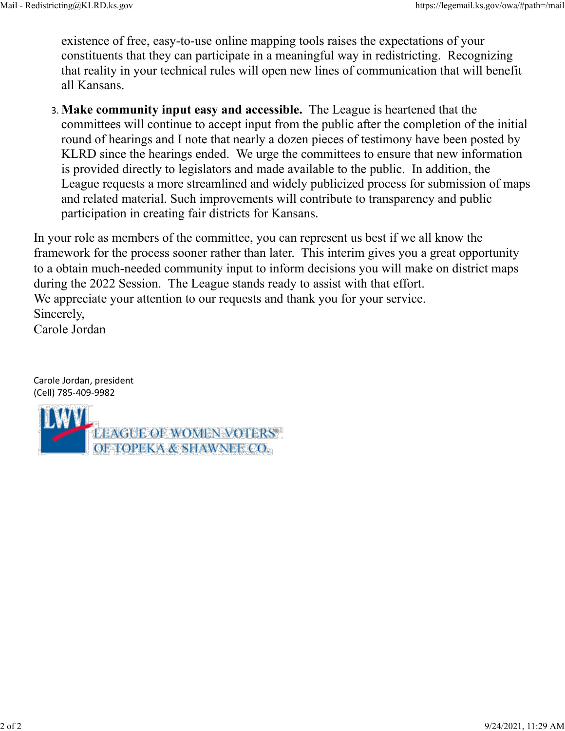existence of free, easy-to-use online mapping tools raises the expectations of your constituents that they can participate in a meaningful way in redistricting. Recognizing that reality in your technical rules will open new lines of communication that will benefit all Kansans.

3. **Make community input easy and accessible.** The League is heartened that the committees will continue to accept input from the public after the completion of the initial round of hearings and I note that nearly a dozen pieces of testimony have been posted by KLRD since the hearings ended. We urge the committees to ensure that new information is provided directly to legislators and made available to the public. In addition, the League requests a more streamlined and widely publicized process for submission of maps and related material. Such improvements will contribute to transparency and public participation in creating fair districts for Kansans.

In your role as members of the committee, you can represent us best if we all know the framework for the process sooner rather than later. This interim gives you a great opportunity to a obtain much-needed community input to inform decisions you will make on district maps during the 2022 Session. The League stands ready to assist with that effort.
We appreciate your attention to our requests and thank you for your service.
Sincerely,
Carole Jordan

Carole Jordan, president
(Cell) 785-409-9982

LWV LEAGUE OF WOMEN VOTERS OF TOPEKA & SHAWNEE CO.